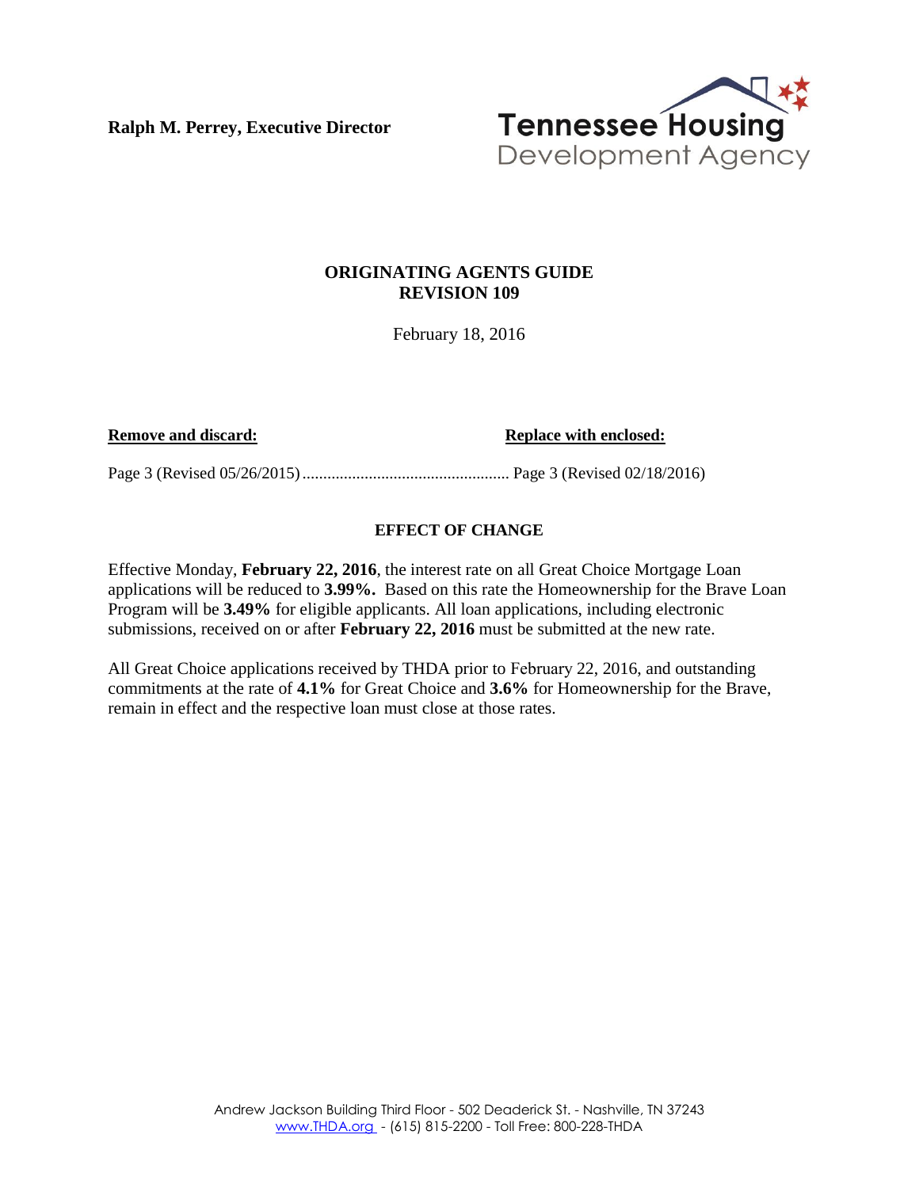**Ralph M. Perrey, Executive Director**

Tennessee Housing Development Agency

## ORIGINATING AGENTS GUIDE
## REVISION 109

February 18, 2016

| **Remove and discard:** | **Replace with enclosed:** |
| --- | --- |
| Page 3 (Revised 05/26/2015) | Page 3 (Revised 02/18/2016) |

### EFFECT OF CHANGE

Effective Monday, **February 22, 2016**, the interest rate on all Great Choice Mortgage Loan applications will be reduced to **3.99%.** Based on this rate the Homeownership for the Brave Loan Program will be **3.49%** for eligible applicants. All loan applications, including electronic submissions, received on or after **February 22, 2016** must be submitted at the new rate.

All Great Choice applications received by THDA prior to February 22, 2016, and outstanding commitments at the rate of **4.1%** for Great Choice and **3.6%** for Homeownership for the Brave, remain in effect and the respective loan must close at those rates.

Andrew Jackson Building Third Floor - 502 Deaderick St. - Nashville, TN 37243
www.THDA.org - (615) 815-2200 - Toll Free: 800-228-THDA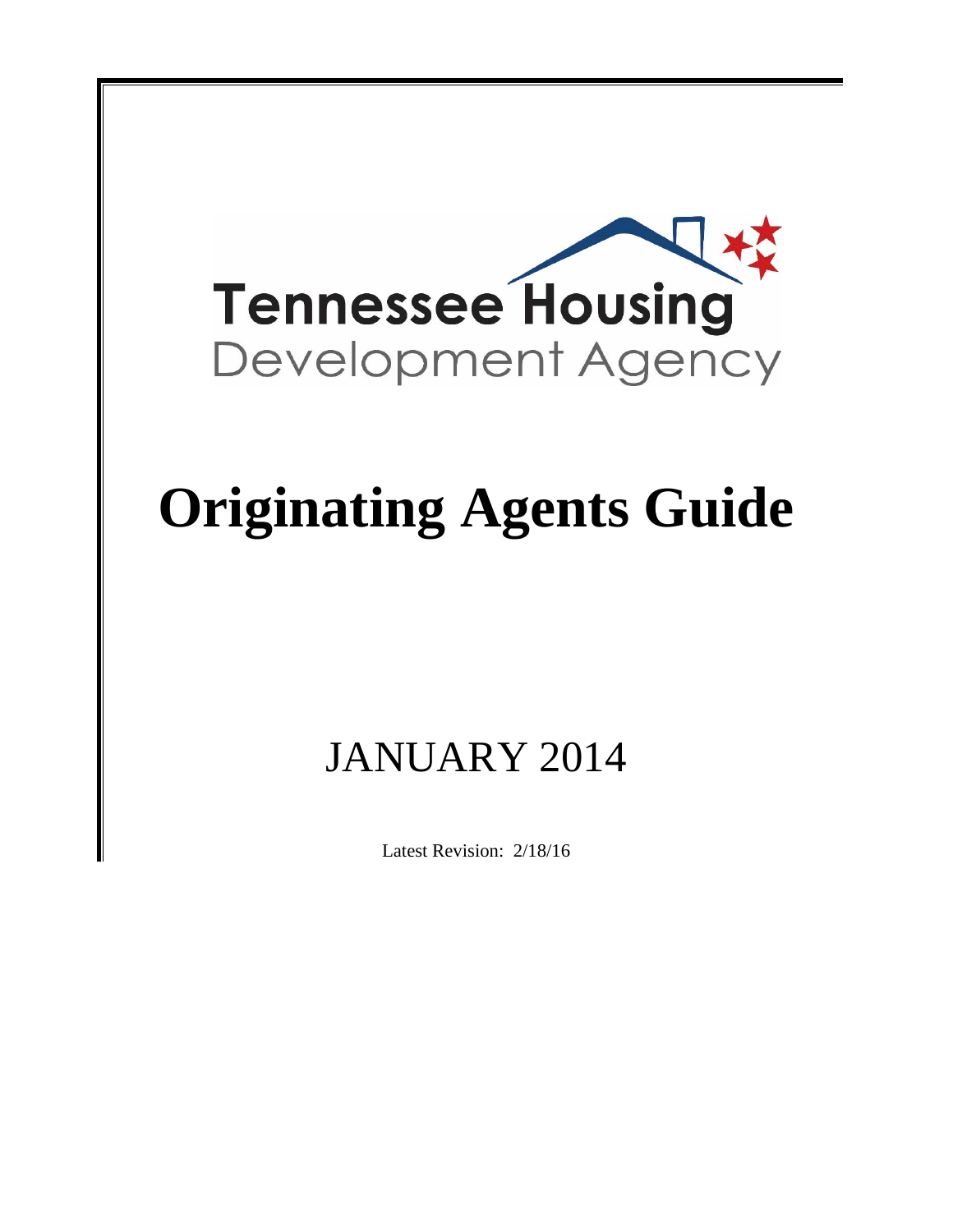Tennessee Housing
Development Agency

# Originating Agents Guide

## JANUARY 2014

Latest Revision: 2/18/16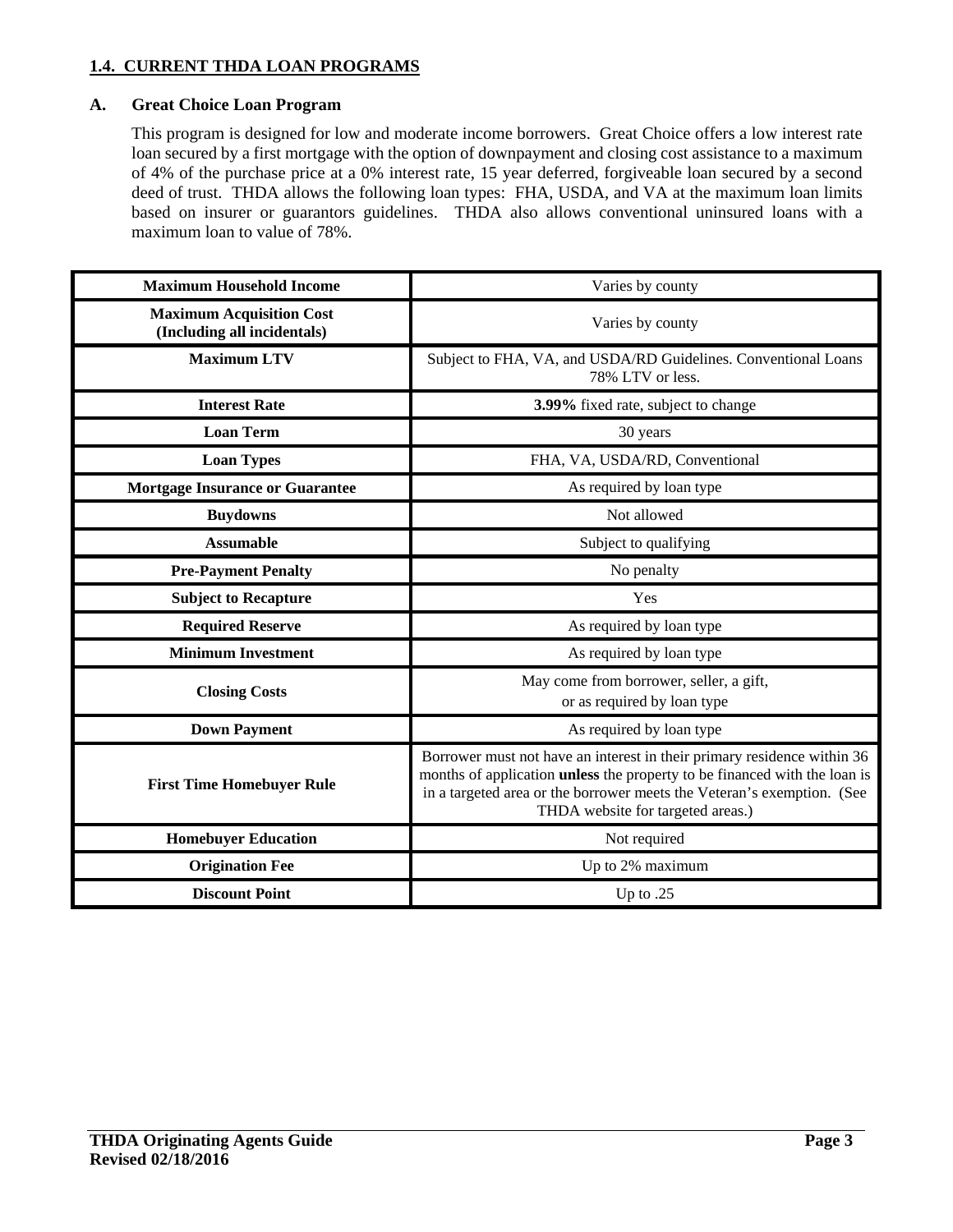## 1.4. CURRENT THDA LOAN PROGRAMS

### A. Great Choice Loan Program

This program is designed for low and moderate income borrowers. Great Choice offers a low interest rate loan secured by a first mortgage with the option of downpayment and closing cost assistance to a maximum of 4% of the purchase price at a 0% interest rate, 15 year deferred, forgiveable loan secured by a second deed of trust. THDA allows the following loan types: FHA, USDA, and VA at the maximum loan limits based on insurer or guarantors guidelines. THDA also allows conventional uninsured loans with a maximum loan to value of 78%.

| | |
|---|---|
| **Maximum Household Income** | Varies by county |
| **Maximum Acquisition Cost (Including all incidentals)** | Varies by county |
| **Maximum LTV** | Subject to FHA, VA, and USDA/RD Guidelines. Conventional Loans 78% LTV or less. |
| **Interest Rate** | **3.99%** fixed rate, subject to change |
| **Loan Term** | 30 years |
| **Loan Types** | FHA, VA, USDA/RD, Conventional |
| **Mortgage Insurance or Guarantee** | As required by loan type |
| **Buydowns** | Not allowed |
| **Assumable** | Subject to qualifying |
| **Pre-Payment Penalty** | No penalty |
| **Subject to Recapture** | Yes |
| **Required Reserve** | As required by loan type |
| **Minimum Investment** | As required by loan type |
| **Closing Costs** | May come from borrower, seller, a gift, or as required by loan type |
| **Down Payment** | As required by loan type |
| **First Time Homebuyer Rule** | Borrower must not have an interest in their primary residence within 36 months of application **unless** the property to be financed with the loan is in a targeted area or the borrower meets the Veteran's exemption. (See THDA website for targeted areas.) |
| **Homebuyer Education** | Not required |
| **Origination Fee** | Up to 2% maximum |
| **Discount Point** | Up to .25 |